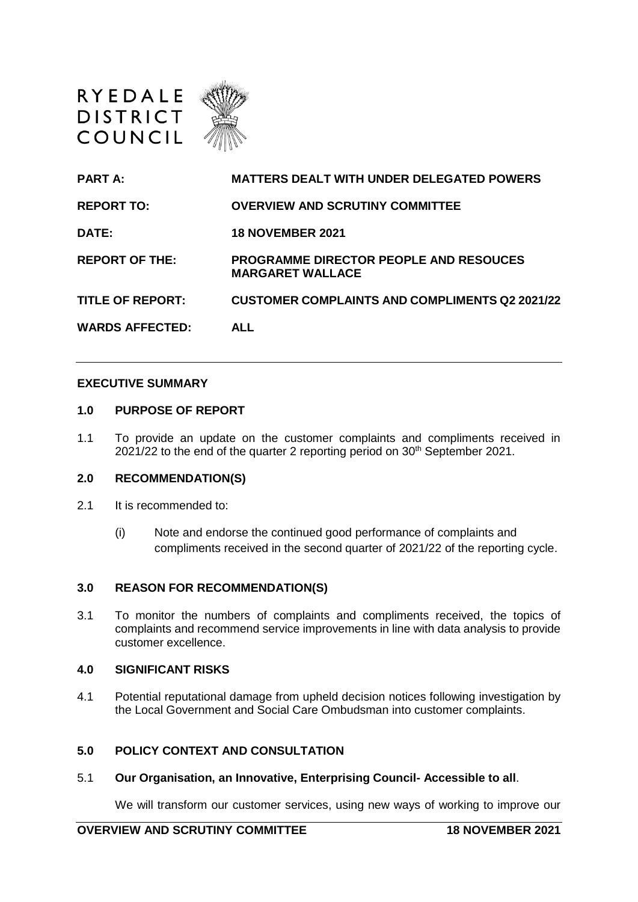RYEDALE DISTRICT COUNCIL

| | |
|---|---|
| **PART A:** | **MATTERS DEALT WITH UNDER DELEGATED POWERS** |
| **REPORT TO:** | **OVERVIEW AND SCRUTINY COMMITTEE** |
| **DATE:** | **18 NOVEMBER 2021** |
| **REPORT OF THE:** | **PROGRAMME DIRECTOR PEOPLE AND RESOUCES MARGARET WALLACE** |
| **TITLE OF REPORT:** | **CUSTOMER COMPLAINTS AND COMPLIMENTS Q2 2021/22** |
| **WARDS AFFECTED:** | **ALL** |

---

## EXECUTIVE SUMMARY

### 1.0 PURPOSE OF REPORT

1.1 To provide an update on the customer complaints and compliments received in 2021/22 to the end of the quarter 2 reporting period on 30th September 2021.

### 2.0 RECOMMENDATION(S)

2.1 It is recommended to:

(i) Note and endorse the continued good performance of complaints and compliments received in the second quarter of 2021/22 of the reporting cycle.

### 3.0 REASON FOR RECOMMENDATION(S)

3.1 To monitor the numbers of complaints and compliments received, the topics of complaints and recommend service improvements in line with data analysis to provide customer excellence.

### 4.0 SIGNIFICANT RISKS

4.1 Potential reputational damage from upheld decision notices following investigation by the Local Government and Social Care Ombudsman into customer complaints.

### 5.0 POLICY CONTEXT AND CONSULTATION

5.1 **Our Organisation, an Innovative, Enterprising Council- Accessible to all**.

We will transform our customer services, using new ways of working to improve our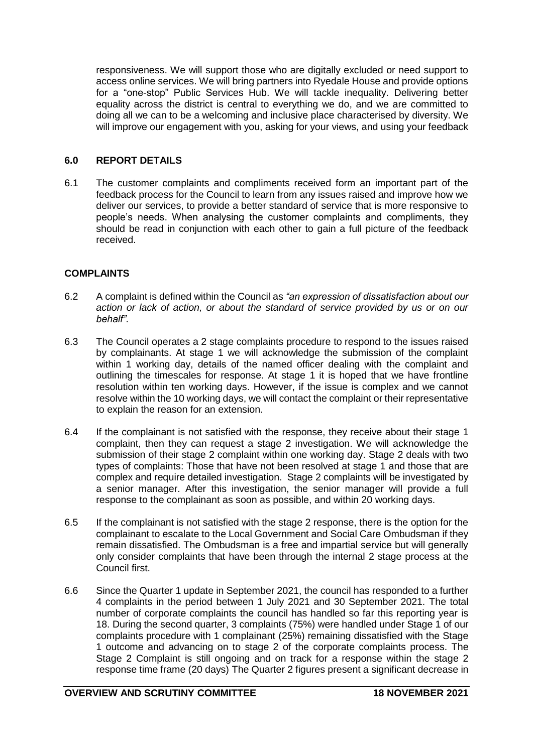responsiveness. We will support those who are digitally excluded or need support to access online services. We will bring partners into Ryedale House and provide options for a "one-stop" Public Services Hub. We will tackle inequality. Delivering better equality across the district is central to everything we do, and we are committed to doing all we can to be a welcoming and inclusive place characterised by diversity. We will improve our engagement with you, asking for your views, and using your feedback

## 6.0 REPORT DETAILS

6.1 The customer complaints and compliments received form an important part of the feedback process for the Council to learn from any issues raised and improve how we deliver our services, to provide a better standard of service that is more responsive to people's needs. When analysing the customer complaints and compliments, they should be read in conjunction with each other to gain a full picture of the feedback received.

### COMPLAINTS

6.2 A complaint is defined within the Council as *"an expression of dissatisfaction about our action or lack of action, or about the standard of service provided by us or on our behalf".*

6.3 The Council operates a 2 stage complaints procedure to respond to the issues raised by complainants. At stage 1 we will acknowledge the submission of the complaint within 1 working day, details of the named officer dealing with the complaint and outlining the timescales for response. At stage 1 it is hoped that we have frontline resolution within ten working days. However, if the issue is complex and we cannot resolve within the 10 working days, we will contact the complaint or their representative to explain the reason for an extension.

6.4 If the complainant is not satisfied with the response, they receive about their stage 1 complaint, then they can request a stage 2 investigation. We will acknowledge the submission of their stage 2 complaint within one working day. Stage 2 deals with two types of complaints: Those that have not been resolved at stage 1 and those that are complex and require detailed investigation. Stage 2 complaints will be investigated by a senior manager. After this investigation, the senior manager will provide a full response to the complainant as soon as possible, and within 20 working days.

6.5 If the complainant is not satisfied with the stage 2 response, there is the option for the complainant to escalate to the Local Government and Social Care Ombudsman if they remain dissatisfied. The Ombudsman is a free and impartial service but will generally only consider complaints that have been through the internal 2 stage process at the Council first.

6.6 Since the Quarter 1 update in September 2021, the council has responded to a further 4 complaints in the period between 1 July 2021 and 30 September 2021. The total number of corporate complaints the council has handled so far this reporting year is 18. During the second quarter, 3 complaints (75%) were handled under Stage 1 of our complaints procedure with 1 complainant (25%) remaining dissatisfied with the Stage 1 outcome and advancing on to stage 2 of the corporate complaints process. The Stage 2 Complaint is still ongoing and on track for a response within the stage 2 response time frame (20 days) The Quarter 2 figures present a significant decrease in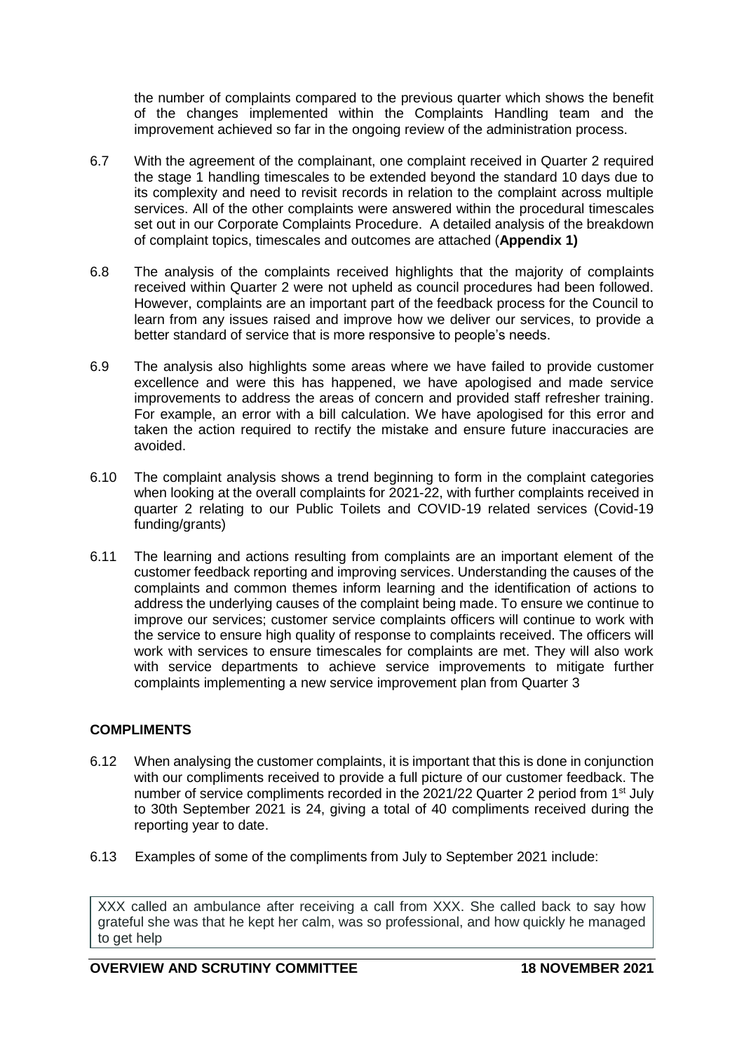the number of complaints compared to the previous quarter which shows the benefit of the changes implemented within the Complaints Handling team and the improvement achieved so far in the ongoing review of the administration process.

6.7 With the agreement of the complainant, one complaint received in Quarter 2 required the stage 1 handling timescales to be extended beyond the standard 10 days due to its complexity and need to revisit records in relation to the complaint across multiple services. All of the other complaints were answered within the procedural timescales set out in our Corporate Complaints Procedure. A detailed analysis of the breakdown of complaint topics, timescales and outcomes are attached (**Appendix 1)**

6.8 The analysis of the complaints received highlights that the majority of complaints received within Quarter 2 were not upheld as council procedures had been followed. However, complaints are an important part of the feedback process for the Council to learn from any issues raised and improve how we deliver our services, to provide a better standard of service that is more responsive to people's needs.

6.9 The analysis also highlights some areas where we have failed to provide customer excellence and were this has happened, we have apologised and made service improvements to address the areas of concern and provided staff refresher training. For example, an error with a bill calculation. We have apologised for this error and taken the action required to rectify the mistake and ensure future inaccuracies are avoided.

6.10 The complaint analysis shows a trend beginning to form in the complaint categories when looking at the overall complaints for 2021-22, with further complaints received in quarter 2 relating to our Public Toilets and COVID-19 related services (Covid-19 funding/grants)

6.11 The learning and actions resulting from complaints are an important element of the customer feedback reporting and improving services. Understanding the causes of the complaints and common themes inform learning and the identification of actions to address the underlying causes of the complaint being made. To ensure we continue to improve our services; customer service complaints officers will continue to work with the service to ensure high quality of response to complaints received. The officers will work with services to ensure timescales for complaints are met. They will also work with service departments to achieve service improvements to mitigate further complaints implementing a new service improvement plan from Quarter 3

**COMPLIMENTS**

6.12 When analysing the customer complaints, it is important that this is done in conjunction with our compliments received to provide a full picture of our customer feedback. The number of service compliments recorded in the 2021/22 Quarter 2 period from 1st July to 30th September 2021 is 24, giving a total of 40 compliments received during the reporting year to date.

6.13 Examples of some of the compliments from July to September 2021 include:

| XXX called an ambulance after receiving a call from XXX. She called back to say how grateful she was that he kept her calm, was so professional, and how quickly he managed to get help |
|---|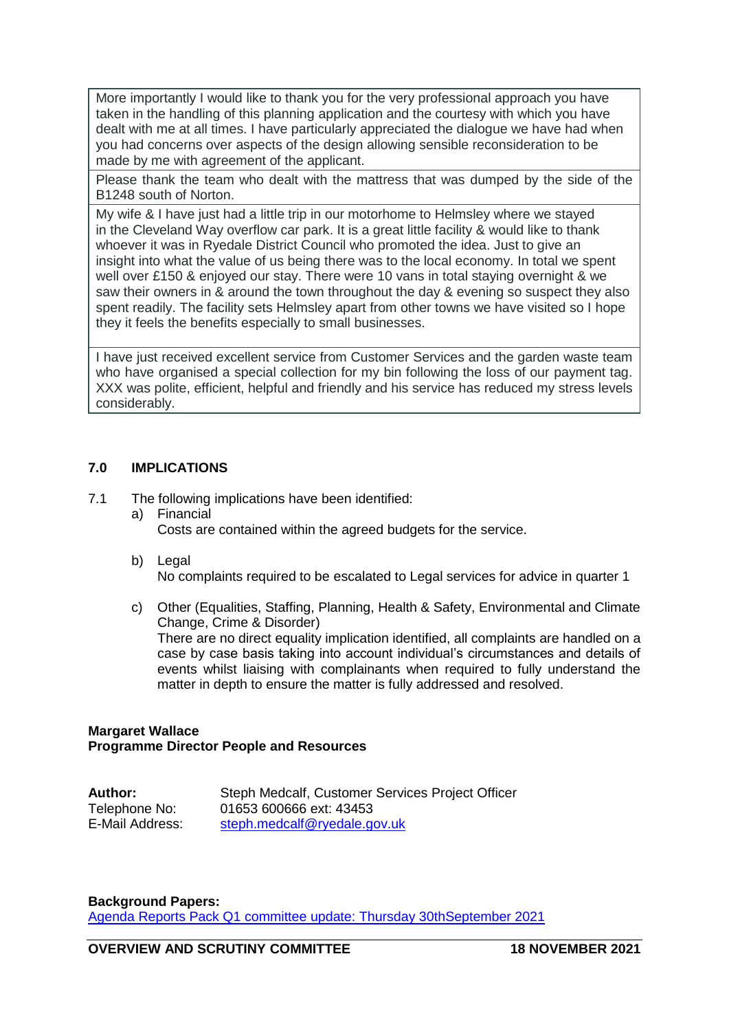| |
|---|
| More importantly I would like to thank you for the very professional approach you have taken in the handling of this planning application and the courtesy with which you have dealt with me at all times. I have particularly appreciated the dialogue we have had when you had concerns over aspects of the design allowing sensible reconsideration to be made by me with agreement of the applicant. |
| Please thank the team who dealt with the mattress that was dumped by the side of the B1248 south of Norton. |
| My wife & I have just had a little trip in our motorhome to Helmsley where we stayed in the Cleveland Way overflow car park. It is a great little facility & would like to thank whoever it was in Ryedale District Council who promoted the idea. Just to give an insight into what the value of us being there was to the local economy. In total we spent well over £150 & enjoyed our stay. There were 10 vans in total staying overnight & we saw their owners in & around the town throughout the day & evening so suspect they also spent readily. The facility sets Helmsley apart from other towns we have visited so I hope they it feels the benefits especially to small businesses. |
| I have just received excellent service from Customer Services and the garden waste team who have organised a special collection for my bin following the loss of our payment tag. XXX was polite, efficient, helpful and friendly and his service has reduced my stress levels considerably. |

## 7.0 IMPLICATIONS

7.1 The following implications have been identified:

a) Financial
Costs are contained within the agreed budgets for the service.

b) Legal
No complaints required to be escalated to Legal services for advice in quarter 1

c) Other (Equalities, Staffing, Planning, Health & Safety, Environmental and Climate Change, Crime & Disorder)
There are no direct equality implication identified, all complaints are handled on a case by case basis taking into account individual's circumstances and details of events whilst liaising with complainants when required to fully understand the matter in depth to ensure the matter is fully addressed and resolved.

**Margaret Wallace**
**Programme Director People and Resources**

| | |
|---|---|
| **Author:** | Steph Medcalf, Customer Services Project Officer |
| Telephone No: | 01653 600666 ext: 43453 |
| E-Mail Address: | steph.medcalf@ryedale.gov.uk |

**Background Papers:**
Agenda Reports Pack Q1 committee update: Thursday 30thSeptember 2021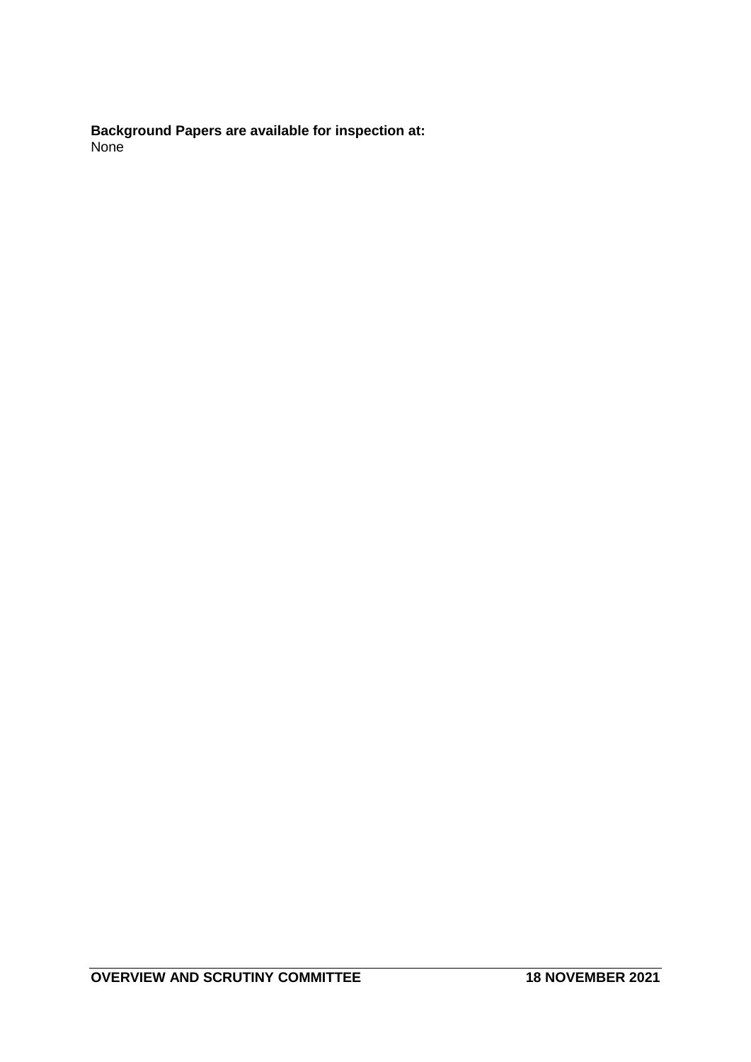**Background Papers are available for inspection at:**
None